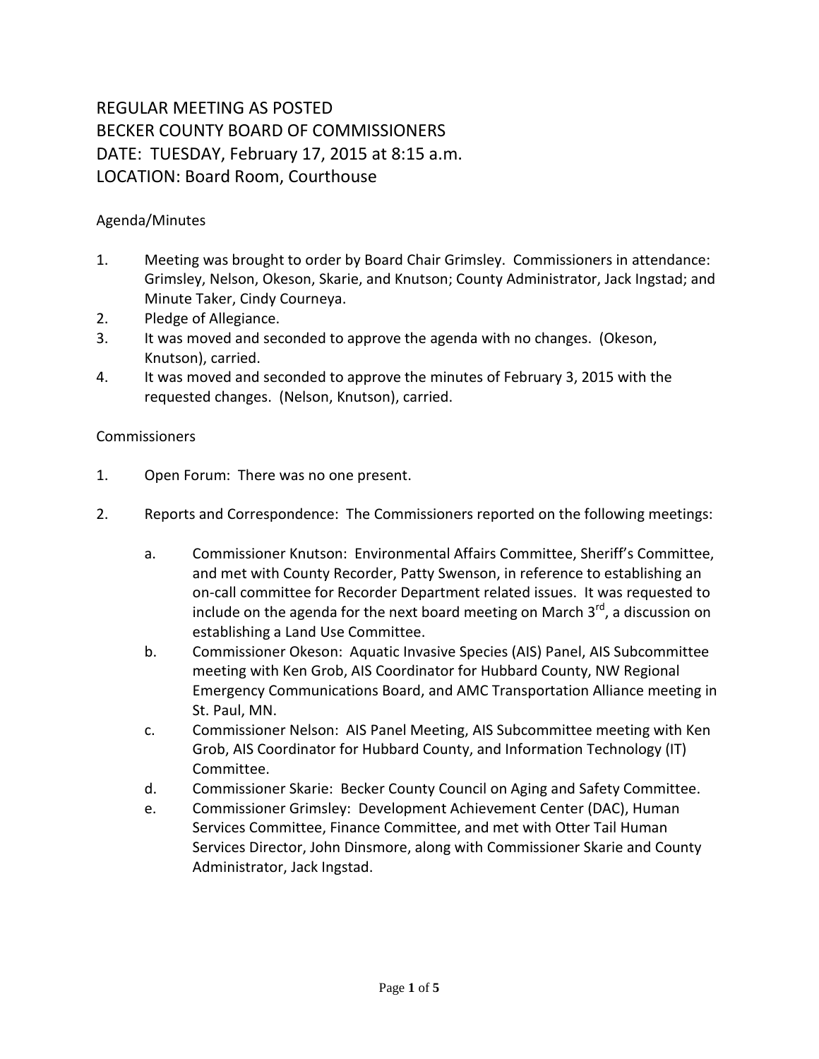# REGULAR MEETING AS POSTED
# BECKER COUNTY BOARD OF COMMISSIONERS
# DATE: TUESDAY, February 17, 2015 at 8:15 a.m.
# LOCATION: Board Room, Courthouse

Agenda/Minutes

1. Meeting was brought to order by Board Chair Grimsley. Commissioners in attendance: Grimsley, Nelson, Okeson, Skarie, and Knutson; County Administrator, Jack Ingstad; and Minute Taker, Cindy Courneya.
2. Pledge of Allegiance.
3. It was moved and seconded to approve the agenda with no changes. (Okeson, Knutson), carried.
4. It was moved and seconded to approve the minutes of February 3, 2015 with the requested changes. (Nelson, Knutson), carried.

Commissioners

1. Open Forum: There was no one present.

2. Reports and Correspondence: The Commissioners reported on the following meetings:

   a. Commissioner Knutson: Environmental Affairs Committee, Sheriff's Committee, and met with County Recorder, Patty Swenson, in reference to establishing an on-call committee for Recorder Department related issues. It was requested to include on the agenda for the next board meeting on March 3rd, a discussion on establishing a Land Use Committee.
   b. Commissioner Okeson: Aquatic Invasive Species (AIS) Panel, AIS Subcommittee meeting with Ken Grob, AIS Coordinator for Hubbard County, NW Regional Emergency Communications Board, and AMC Transportation Alliance meeting in St. Paul, MN.
   c. Commissioner Nelson: AIS Panel Meeting, AIS Subcommittee meeting with Ken Grob, AIS Coordinator for Hubbard County, and Information Technology (IT) Committee.
   d. Commissioner Skarie: Becker County Council on Aging and Safety Committee.
   e. Commissioner Grimsley: Development Achievement Center (DAC), Human Services Committee, Finance Committee, and met with Otter Tail Human Services Director, John Dinsmore, along with Commissioner Skarie and County Administrator, Jack Ingstad.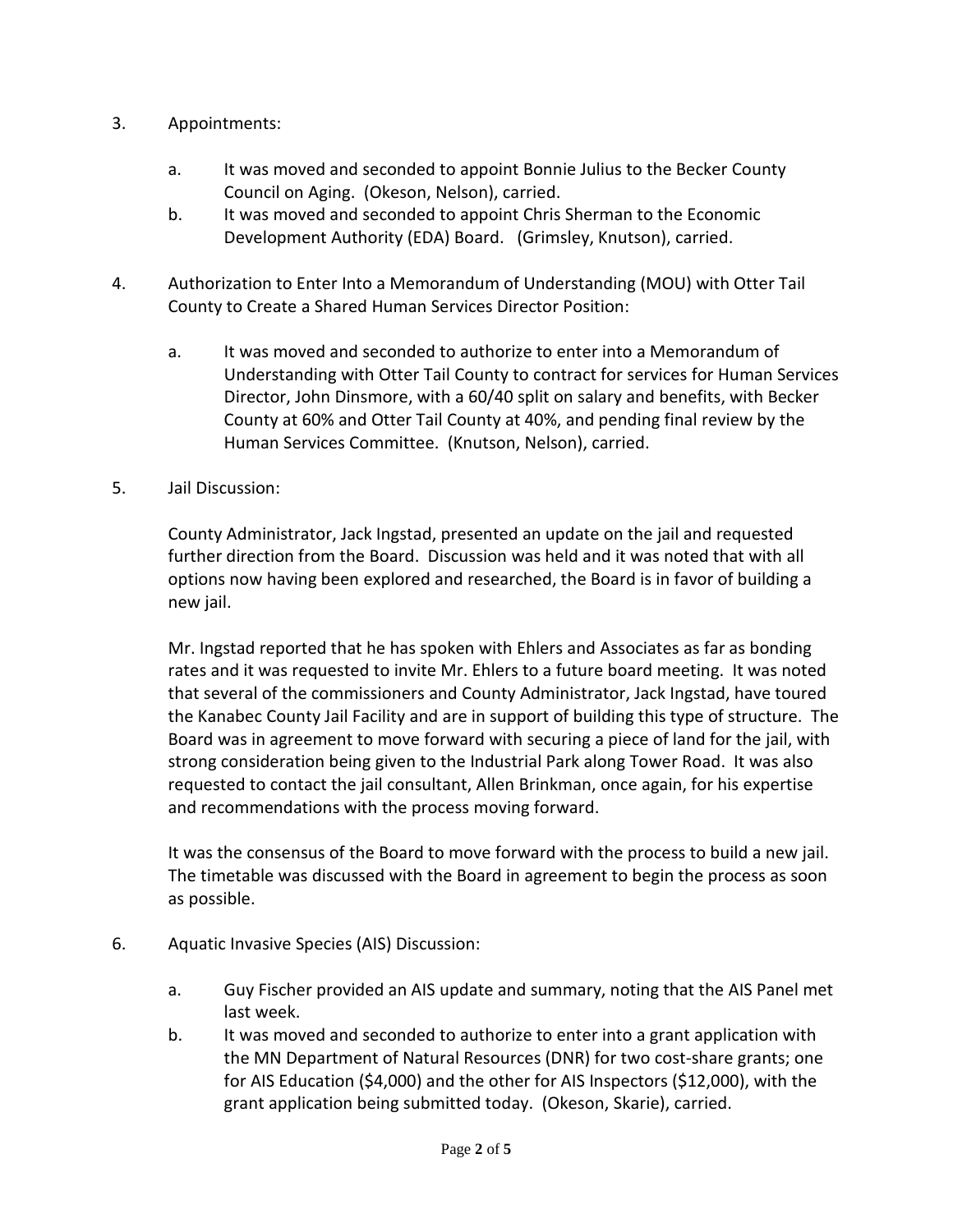3. Appointments:

    a. It was moved and seconded to appoint Bonnie Julius to the Becker County Council on Aging. (Okeson, Nelson), carried.
    b. It was moved and seconded to appoint Chris Sherman to the Economic Development Authority (EDA) Board. (Grimsley, Knutson), carried.

4. Authorization to Enter Into a Memorandum of Understanding (MOU) with Otter Tail County to Create a Shared Human Services Director Position:

    a. It was moved and seconded to authorize to enter into a Memorandum of Understanding with Otter Tail County to contract for services for Human Services Director, John Dinsmore, with a 60/40 split on salary and benefits, with Becker County at 60% and Otter Tail County at 40%, and pending final review by the Human Services Committee. (Knutson, Nelson), carried.

5. Jail Discussion:

    County Administrator, Jack Ingstad, presented an update on the jail and requested further direction from the Board. Discussion was held and it was noted that with all options now having been explored and researched, the Board is in favor of building a new jail.

    Mr. Ingstad reported that he has spoken with Ehlers and Associates as far as bonding rates and it was requested to invite Mr. Ehlers to a future board meeting. It was noted that several of the commissioners and County Administrator, Jack Ingstad, have toured the Kanabec County Jail Facility and are in support of building this type of structure. The Board was in agreement to move forward with securing a piece of land for the jail, with strong consideration being given to the Industrial Park along Tower Road. It was also requested to contact the jail consultant, Allen Brinkman, once again, for his expertise and recommendations with the process moving forward.

    It was the consensus of the Board to move forward with the process to build a new jail. The timetable was discussed with the Board in agreement to begin the process as soon as possible.

6. Aquatic Invasive Species (AIS) Discussion:

    a. Guy Fischer provided an AIS update and summary, noting that the AIS Panel met last week.
    b. It was moved and seconded to authorize to enter into a grant application with the MN Department of Natural Resources (DNR) for two cost-share grants; one for AIS Education ($4,000) and the other for AIS Inspectors ($12,000), with the grant application being submitted today. (Okeson, Skarie), carried.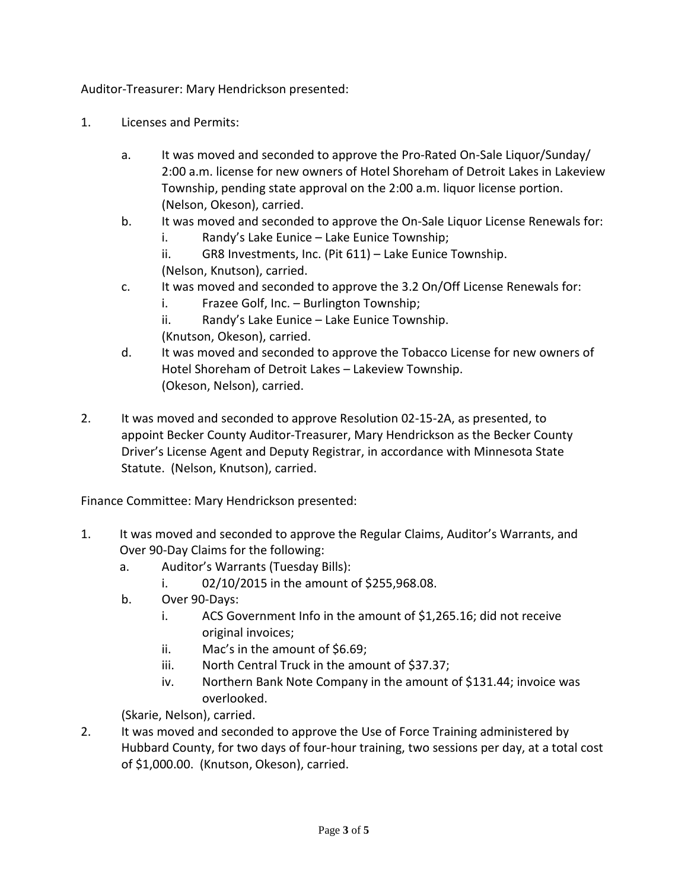Auditor-Treasurer: Mary Hendrickson presented:

1. Licenses and Permits:

   a. It was moved and seconded to approve the Pro-Rated On-Sale Liquor/Sunday/ 2:00 a.m. license for new owners of Hotel Shoreham of Detroit Lakes in Lakeview Township, pending state approval on the 2:00 a.m. liquor license portion. (Nelson, Okeson), carried.

   b. It was moved and seconded to approve the On-Sale Liquor License Renewals for:
      i. Randy's Lake Eunice – Lake Eunice Township;
      ii. GR8 Investments, Inc. (Pit 611) – Lake Eunice Township.
      
      (Nelson, Knutson), carried.

   c. It was moved and seconded to approve the 3.2 On/Off License Renewals for:
      i. Frazee Golf, Inc. – Burlington Township;
      ii. Randy's Lake Eunice – Lake Eunice Township.
      
      (Knutson, Okeson), carried.

   d. It was moved and seconded to approve the Tobacco License for new owners of Hotel Shoreham of Detroit Lakes – Lakeview Township. (Okeson, Nelson), carried.

2. It was moved and seconded to approve Resolution 02-15-2A, as presented, to appoint Becker County Auditor-Treasurer, Mary Hendrickson as the Becker County Driver's License Agent and Deputy Registrar, in accordance with Minnesota State Statute. (Nelson, Knutson), carried.

Finance Committee: Mary Hendrickson presented:

1. It was moved and seconded to approve the Regular Claims, Auditor's Warrants, and Over 90-Day Claims for the following:
   a. Auditor's Warrants (Tuesday Bills):
      i. 02/10/2015 in the amount of $255,968.08.
   b. Over 90-Days:
      i. ACS Government Info in the amount of $1,265.16; did not receive original invoices;
      ii. Mac's in the amount of $6.69;
      iii. North Central Truck in the amount of $37.37;
      iv. Northern Bank Note Company in the amount of $131.44; invoice was overlooked.
   
   (Skarie, Nelson), carried.

2. It was moved and seconded to approve the Use of Force Training administered by Hubbard County, for two days of four-hour training, two sessions per day, at a total cost of $1,000.00. (Knutson, Okeson), carried.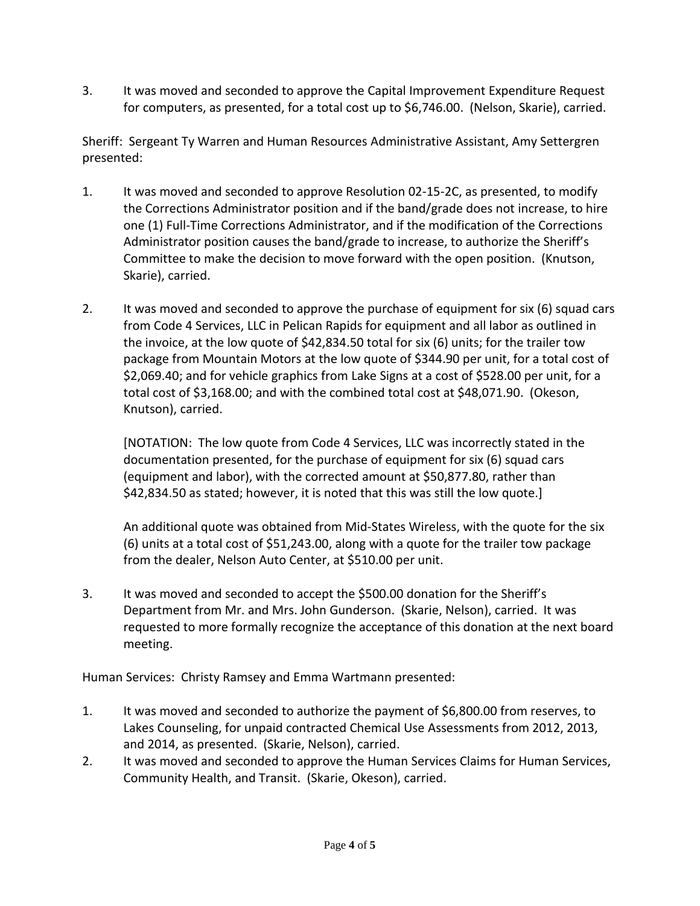3. It was moved and seconded to approve the Capital Improvement Expenditure Request for computers, as presented, for a total cost up to $6,746.00. (Nelson, Skarie), carried.

Sheriff: Sergeant Ty Warren and Human Resources Administrative Assistant, Amy Settergren presented:

1. It was moved and seconded to approve Resolution 02-15-2C, as presented, to modify the Corrections Administrator position and if the band/grade does not increase, to hire one (1) Full-Time Corrections Administrator, and if the modification of the Corrections Administrator position causes the band/grade to increase, to authorize the Sheriff's Committee to make the decision to move forward with the open position. (Knutson, Skarie), carried.

2. It was moved and seconded to approve the purchase of equipment for six (6) squad cars from Code 4 Services, LLC in Pelican Rapids for equipment and all labor as outlined in the invoice, at the low quote of $42,834.50 total for six (6) units; for the trailer tow package from Mountain Motors at the low quote of $344.90 per unit, for a total cost of $2,069.40; and for vehicle graphics from Lake Signs at a cost of $528.00 per unit, for a total cost of $3,168.00; and with the combined total cost at $48,071.90. (Okeson, Knutson), carried.

   [NOTATION: The low quote from Code 4 Services, LLC was incorrectly stated in the documentation presented, for the purchase of equipment for six (6) squad cars (equipment and labor), with the corrected amount at $50,877.80, rather than $42,834.50 as stated; however, it is noted that this was still the low quote.]

   An additional quote was obtained from Mid-States Wireless, with the quote for the six (6) units at a total cost of $51,243.00, along with a quote for the trailer tow package from the dealer, Nelson Auto Center, at $510.00 per unit.

3. It was moved and seconded to accept the $500.00 donation for the Sheriff's Department from Mr. and Mrs. John Gunderson. (Skarie, Nelson), carried. It was requested to more formally recognize the acceptance of this donation at the next board meeting.

Human Services: Christy Ramsey and Emma Wartmann presented:

1. It was moved and seconded to authorize the payment of $6,800.00 from reserves, to Lakes Counseling, for unpaid contracted Chemical Use Assessments from 2012, 2013, and 2014, as presented. (Skarie, Nelson), carried.
2. It was moved and seconded to approve the Human Services Claims for Human Services, Community Health, and Transit. (Skarie, Okeson), carried.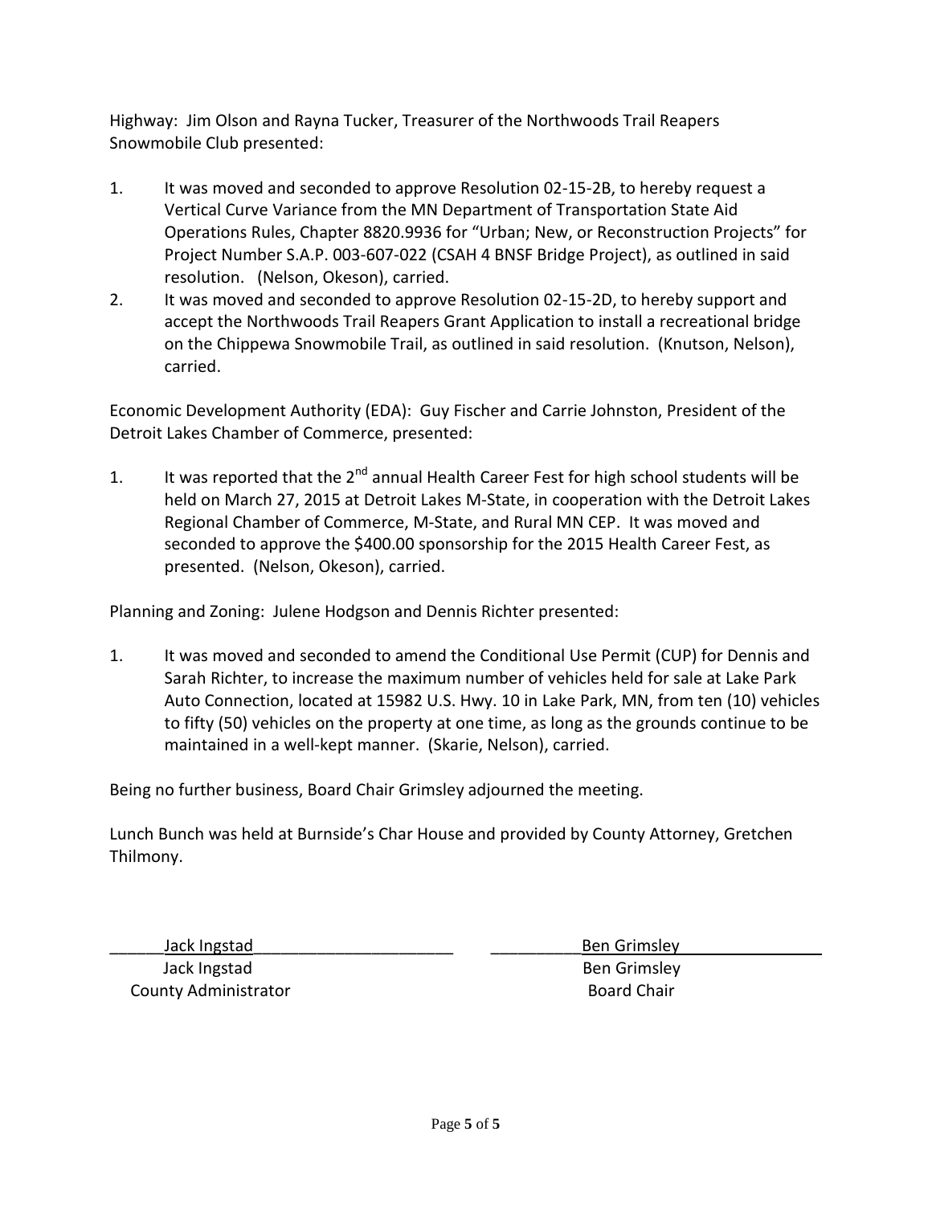Highway: Jim Olson and Rayna Tucker, Treasurer of the Northwoods Trail Reapers Snowmobile Club presented:

1. It was moved and seconded to approve Resolution 02-15-2B, to hereby request a Vertical Curve Variance from the MN Department of Transportation State Aid Operations Rules, Chapter 8820.9936 for "Urban; New, or Reconstruction Projects" for Project Number S.A.P. 003-607-022 (CSAH 4 BNSF Bridge Project), as outlined in said resolution. (Nelson, Okeson), carried.
2. It was moved and seconded to approve Resolution 02-15-2D, to hereby support and accept the Northwoods Trail Reapers Grant Application to install a recreational bridge on the Chippewa Snowmobile Trail, as outlined in said resolution. (Knutson, Nelson), carried.

Economic Development Authority (EDA): Guy Fischer and Carrie Johnston, President of the Detroit Lakes Chamber of Commerce, presented:

1. It was reported that the 2nd annual Health Career Fest for high school students will be held on March 27, 2015 at Detroit Lakes M-State, in cooperation with the Detroit Lakes Regional Chamber of Commerce, M-State, and Rural MN CEP. It was moved and seconded to approve the $400.00 sponsorship for the 2015 Health Career Fest, as presented. (Nelson, Okeson), carried.

Planning and Zoning: Julene Hodgson and Dennis Richter presented:

1. It was moved and seconded to amend the Conditional Use Permit (CUP) for Dennis and Sarah Richter, to increase the maximum number of vehicles held for sale at Lake Park Auto Connection, located at 15982 U.S. Hwy. 10 in Lake Park, MN, from ten (10) vehicles to fifty (50) vehicles on the property at one time, as long as the grounds continue to be maintained in a well-kept manner. (Skarie, Nelson), carried.

Being no further business, Board Chair Grimsley adjourned the meeting.

Lunch Bunch was held at Burnside's Char House and provided by County Attorney, Gretchen Thilmony.

| | |
|---|---|
| ______Jack Ingstad______________________ | __________Ben Grimsley________________ |
| Jack Ingstad | Ben Grimsley |
| County Administrator | Board Chair |